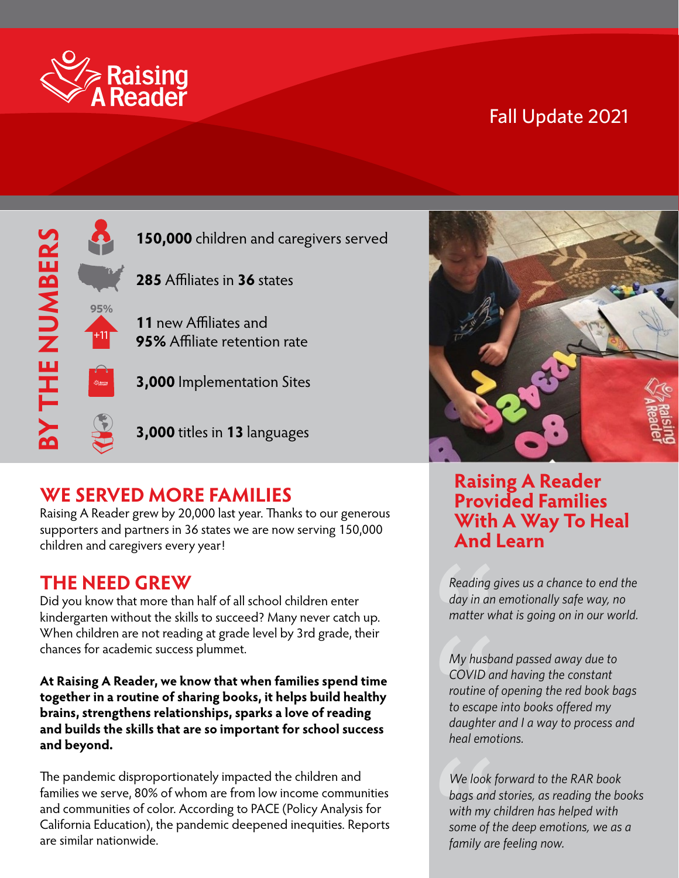# Raising A Reader

Fall Update 2021

## BY THE NUMBERS

- **150,000** children and caregivers served
- **285** Affiliates in **36** states
- **11** new Affiliates and **95%** Affiliate retention rate
- **3,000** Implementation Sites
- **3,000** titles in **13** languages

## WE SERVED MORE FAMILIES

Raising A Reader grew by 20,000 last year. Thanks to our generous supporters and partners in 36 states we are now serving 150,000 children and caregivers every year!

## THE NEED GREW

Did you know that more than half of all school children enter kindergarten without the skills to succeed? Many never catch up. When children are not reading at grade level by 3rd grade, their chances for academic success plummet.

**At Raising A Reader, we know that when families spend time together in a routine of sharing books, it helps build healthy brains, strengthens relationships, sparks a love of reading and builds the skills that are so important for school success and beyond.**

The pandemic disproportionately impacted the children and families we serve, 80% of whom are from low income communities and communities of color. According to PACE (Policy Analysis for California Education), the pandemic deepened inequities. Reports are similar nationwide.

## Raising A Reader Provided Families With A Way To Heal And Learn

> *Reading gives us a chance to end the day in an emotionally safe way, no matter what is going on in our world.*

> *My husband passed away due to COVID and having the constant routine of opening the red book bags to escape into books offered my daughter and I a way to process and heal emotions.*

> *We look forward to the RAR book bags and stories, as reading the books with my children has helped with some of the deep emotions, we as a family are feeling now.*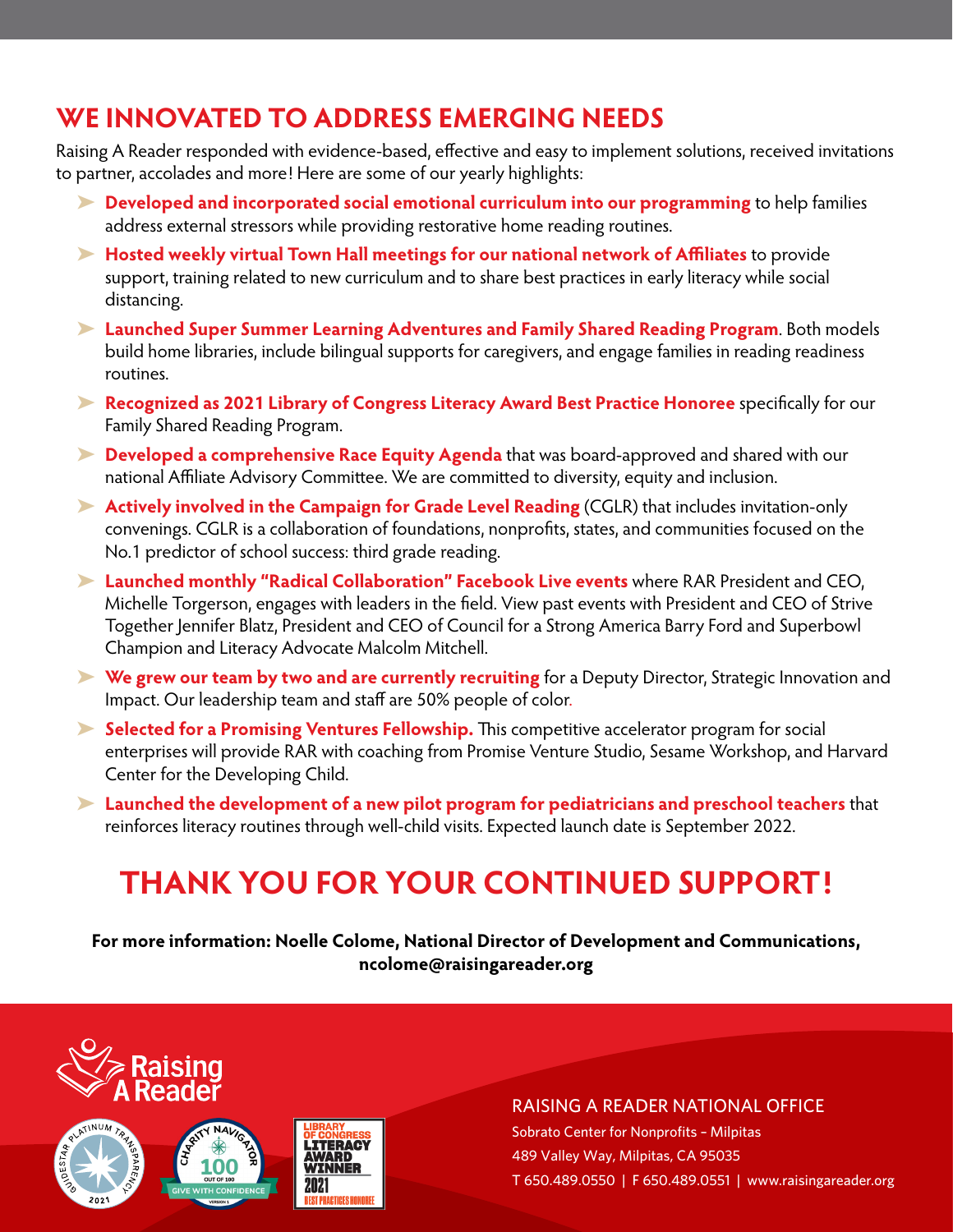## WE INNOVATED TO ADDRESS EMERGING NEEDS

Raising A Reader responded with evidence-based, effective and easy to implement solutions, received invitations to partner, accolades and more! Here are some of our yearly highlights:

- **Developed and incorporated social emotional curriculum into our programming** to help families address external stressors while providing restorative home reading routines.
- **Hosted weekly virtual Town Hall meetings for our national network of Affiliates** to provide support, training related to new curriculum and to share best practices in early literacy while social distancing.
- **Launched Super Summer Learning Adventures and Family Shared Reading Program**. Both models build home libraries, include bilingual supports for caregivers, and engage families in reading readiness routines.
- **Recognized as 2021 Library of Congress Literacy Award Best Practice Honoree** specifically for our Family Shared Reading Program.
- **Developed a comprehensive Race Equity Agenda** that was board-approved and shared with our national Affiliate Advisory Committee. We are committed to diversity, equity and inclusion.
- **Actively involved in the Campaign for Grade Level Reading** (CGLR) that includes invitation-only convenings. CGLR is a collaboration of foundations, nonprofits, states, and communities focused on the No.1 predictor of school success: third grade reading.
- **Launched monthly "Radical Collaboration" Facebook Live events** where RAR President and CEO, Michelle Torgerson, engages with leaders in the field. View past events with President and CEO of Strive Together Jennifer Blatz, President and CEO of Council for a Strong America Barry Ford and Superbowl Champion and Literacy Advocate Malcolm Mitchell.
- **We grew our team by two and are currently recruiting** for a Deputy Director, Strategic Innovation and Impact. Our leadership team and staff are 50% people of color.
- **Selected for a Promising Ventures Fellowship.** This competitive accelerator program for social enterprises will provide RAR with coaching from Promise Venture Studio, Sesame Workshop, and Harvard Center for the Developing Child.
- **Launched the development of a new pilot program for pediatricians and preschool teachers** that reinforces literacy routines through well-child visits. Expected launch date is September 2022.

## THANK YOU FOR YOUR CONTINUED SUPPORT!

**For more information: Noelle Colome, National Director of Development and Communications, ncolome@raisingareader.org**

Raising A Reader

Guidestar Platinum Transparency 2021

Charity Navigator 100 out of 100 Give with Confidence

Library of Congress Literacy Award Winner 2021 Best Practices Honoree

RAISING A READER NATIONAL OFFICE
Sobrato Center for Nonprofits – Milpitas
489 Valley Way, Milpitas, CA 95035
T 650.489.0550 | F 650.489.0551 | www.raisingareader.org